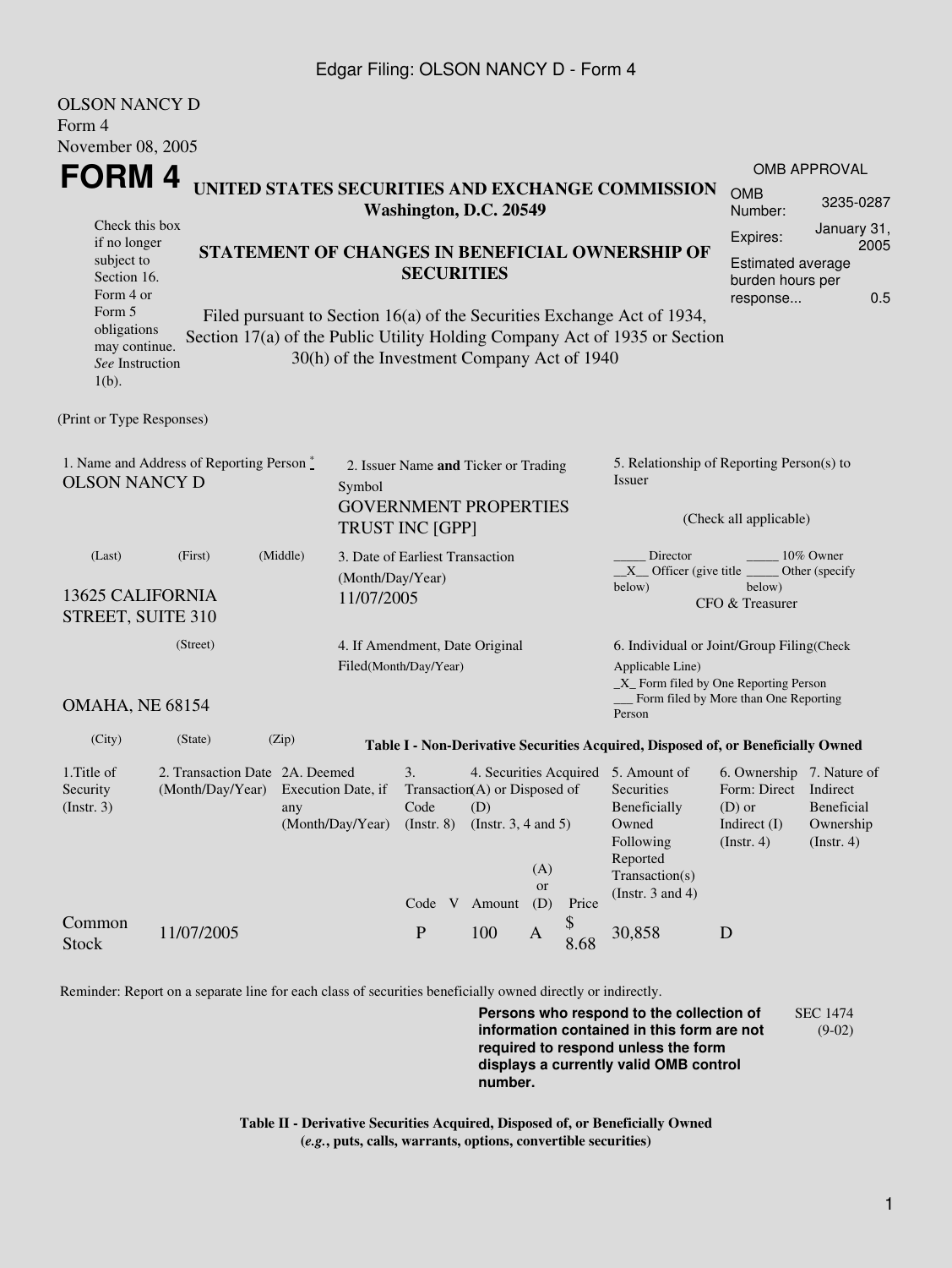OLSON NANCY D
Form 4
November 08, 2005

# FORM 4

## UNITED STATES SECURITIES AND EXCHANGE COMMISSION
**Washington, D.C. 20549**

| OMB APPROVAL | |
|---|---|
| OMB Number: | 3235-0287 |
| Expires: | January 31, 2005 |
| Estimated average burden hours per response... | 0.5 |

Check this box if no longer subject to Section 16. Form 4 or Form 5 obligations may continue. *See* Instruction 1(b).

## STATEMENT OF CHANGES IN BENEFICIAL OWNERSHIP OF SECURITIES

Filed pursuant to Section 16(a) of the Securities Exchange Act of 1934, Section 17(a) of the Public Utility Holding Company Act of 1935 or Section 30(h) of the Investment Company Act of 1940

(Print or Type Responses)

1. Name and Address of Reporting Person *
OLSON NANCY D
(Last) (First) (Middle)
13625 CALIFORNIA STREET, SUITE 310
(Street)
OMAHA, NE 68154
(City) (State) (Zip)

2. Issuer Name **and** Ticker or Trading Symbol
GOVERNMENT PROPERTIES TRUST INC [GPP]

3. Date of Earliest Transaction (Month/Day/Year)
11/07/2005

4. If Amendment, Date Original Filed(Month/Day/Year)

5. Relationship of Reporting Person(s) to Issuer
(Check all applicable)
_____ Director _____ 10% Owner
__X__ Officer (give title below) _____ Other (specify below)
CFO & Treasurer

6. Individual or Joint/Group Filing(Check Applicable Line)
_X_ Form filed by One Reporting Person
___ Form filed by More than One Reporting Person

**Table I - Non-Derivative Securities Acquired, Disposed of, or Beneficially Owned**

| 1.Title of Security (Instr. 3) | 2. Transaction Date (Month/Day/Year) | 2A. Deemed Execution Date, if any (Month/Day/Year) | 3. Transaction Code (Instr. 8) | | 4. Securities Acquired (A) or Disposed of (D) (Instr. 3, 4 and 5) | | | 5. Amount of Securities Beneficially Owned Following Reported Transaction(s) (Instr. 3 and 4) | 6. Ownership Form: Direct (D) or Indirect (I) (Instr. 4) | 7. Nature of Indirect Beneficial Ownership (Instr. 4) |
|---|---|---|---|---|---|---|---|---|---|---|
| | | | Code | V | Amount | (A) or (D) | Price | | | |
| Common Stock | 11/07/2005 | | P | | 100 | A | $ 8.68 | 30,858 | D | |

Reminder: Report on a separate line for each class of securities beneficially owned directly or indirectly.

**Persons who respond to the collection of information contained in this form are not required to respond unless the form displays a currently valid OMB control number.**

SEC 1474 (9-02)

**Table II - Derivative Securities Acquired, Disposed of, or Beneficially Owned**
**(*e.g.*, puts, calls, warrants, options, convertible securities)**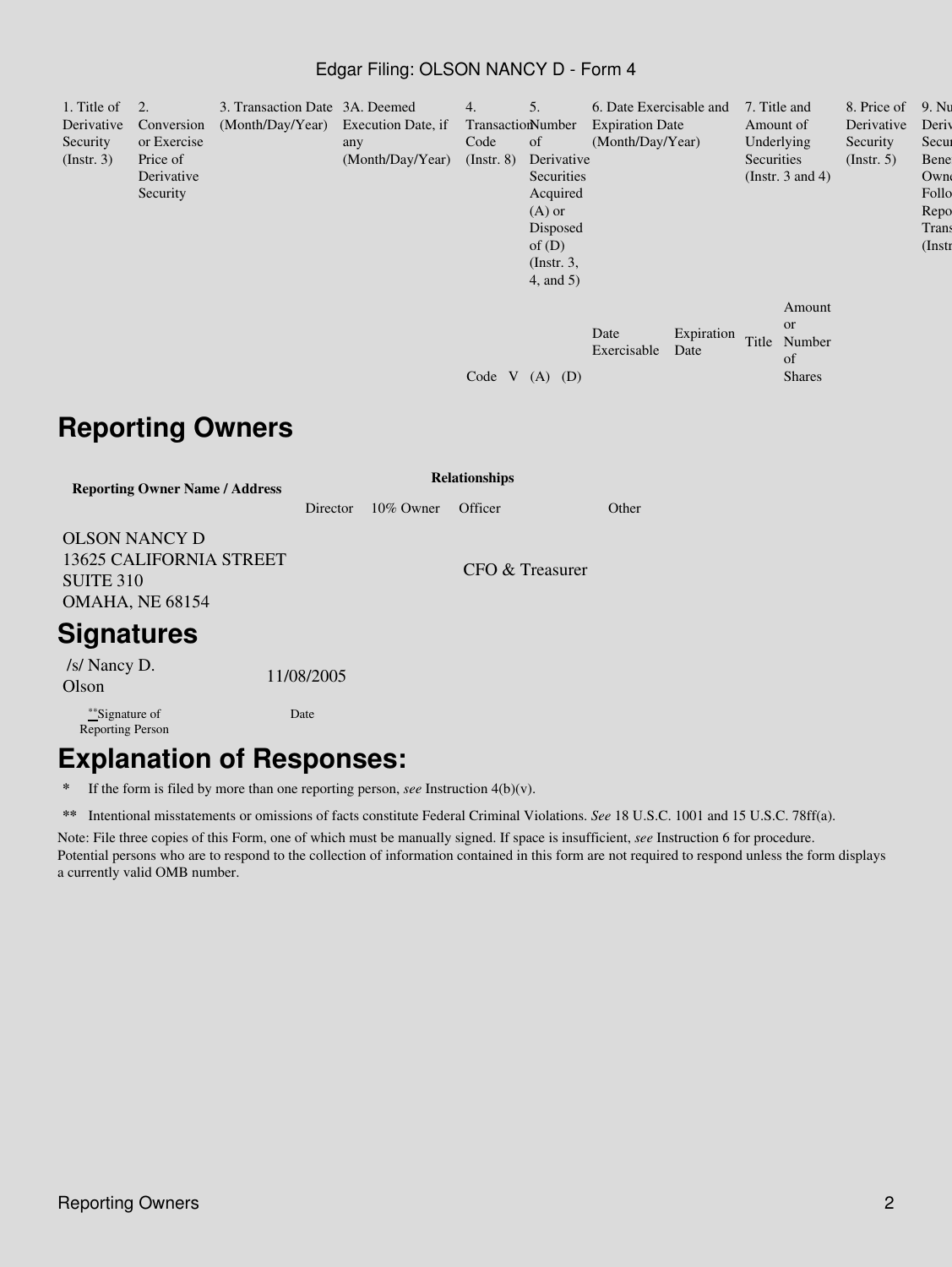| 1. Title of Derivative Security (Instr. 3) | 2. Conversion or Exercise Price of Derivative Security | 3. Transaction Date (Month/Day/Year) | 3A. Deemed Execution Date, if any (Month/Day/Year) | 4. Transaction Code (Instr. 8) | | 5. Number of Derivative Securities Acquired (A) or Disposed of (D) (Instr. 3, 4, and 5) | | 6. Date Exercisable and Expiration Date (Month/Day/Year) | | 7. Title and Amount of Underlying Securities (Instr. 3 and 4) | | 8. Price of Derivative Security (Instr. 5) | 9. Nu Deriv Secur Bene Own Follo Repo Trans (Instr |
|---|---|---|---|---|---|---|---|---|---|---|---|---|---|
| | | | | Code | V | (A) | (D) | Date Exercisable | Expiration Date | Title | Amount or Number of Shares | | |

# Reporting Owners

| Reporting Owner Name / Address | Relationships | | | |
|---|---|---|---|---|
| | Director | 10% Owner | Officer | Other |
| OLSON NANCY D<br>13625 CALIFORNIA STREET<br>SUITE 310<br>OMAHA, NE 68154 | | | CFO & Treasurer | |

# Signatures

| | |
|---|---|
| /s/ Nancy D. Olson | 11/08/2005 |
| **Signature of Reporting Person | Date |

# Explanation of Responses:

\* If the form is filed by more than one reporting person, *see* Instruction 4(b)(v).

\** Intentional misstatements or omissions of facts constitute Federal Criminal Violations. *See* 18 U.S.C. 1001 and 15 U.S.C. 78ff(a).

Note: File three copies of this Form, one of which must be manually signed. If space is insufficient, *see* Instruction 6 for procedure.
Potential persons who are to respond to the collection of information contained in this form are not required to respond unless the form displays a currently valid OMB number.